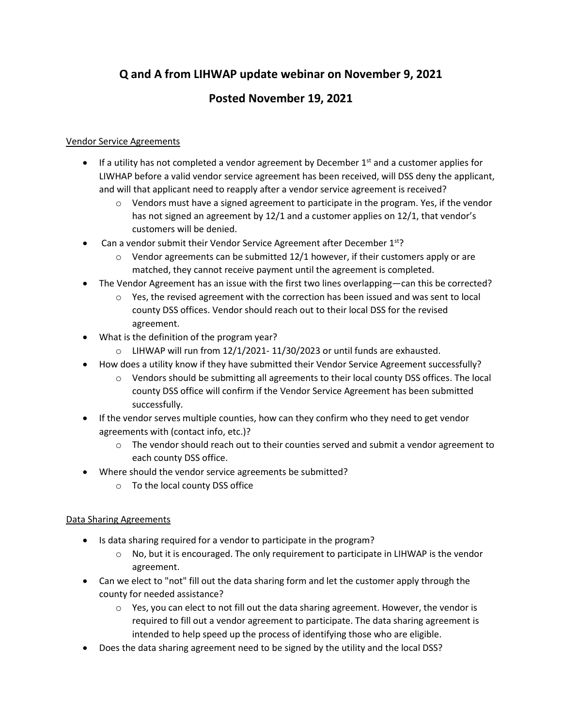# Q and A from LIHWAP update webinar on November 9, 2021

## Posted November 19, 2021

Vendor Service Agreements

- If a utility has not completed a vendor agreement by December 1st and a customer applies for LIWHAP before a valid vendor service agreement has been received, will DSS deny the applicant, and will that applicant need to reapply after a vendor service agreement is received?
  - Vendors must have a signed agreement to participate in the program. Yes, if the vendor has not signed an agreement by 12/1 and a customer applies on 12/1, that vendor's customers will be denied.
- Can a vendor submit their Vendor Service Agreement after December 1st?
  - Vendor agreements can be submitted 12/1 however, if their customers apply or are matched, they cannot receive payment until the agreement is completed.
- The Vendor Agreement has an issue with the first two lines overlapping—can this be corrected?
  - Yes, the revised agreement with the correction has been issued and was sent to local county DSS offices. Vendor should reach out to their local DSS for the revised agreement.
- What is the definition of the program year?
  - LIHWAP will run from 12/1/2021- 11/30/2023 or until funds are exhausted.
- How does a utility know if they have submitted their Vendor Service Agreement successfully?
  - Vendors should be submitting all agreements to their local county DSS offices. The local county DSS office will confirm if the Vendor Service Agreement has been submitted successfully.
- If the vendor serves multiple counties, how can they confirm who they need to get vendor agreements with (contact info, etc.)?
  - The vendor should reach out to their counties served and submit a vendor agreement to each county DSS office.
- Where should the vendor service agreements be submitted?
  - To the local county DSS office

Data Sharing Agreements

- Is data sharing required for a vendor to participate in the program?
  - No, but it is encouraged. The only requirement to participate in LIHWAP is the vendor agreement.
- Can we elect to "not" fill out the data sharing form and let the customer apply through the county for needed assistance?
  - Yes, you can elect to not fill out the data sharing agreement. However, the vendor is required to fill out a vendor agreement to participate. The data sharing agreement is intended to help speed up the process of identifying those who are eligible.
- Does the data sharing agreement need to be signed by the utility and the local DSS?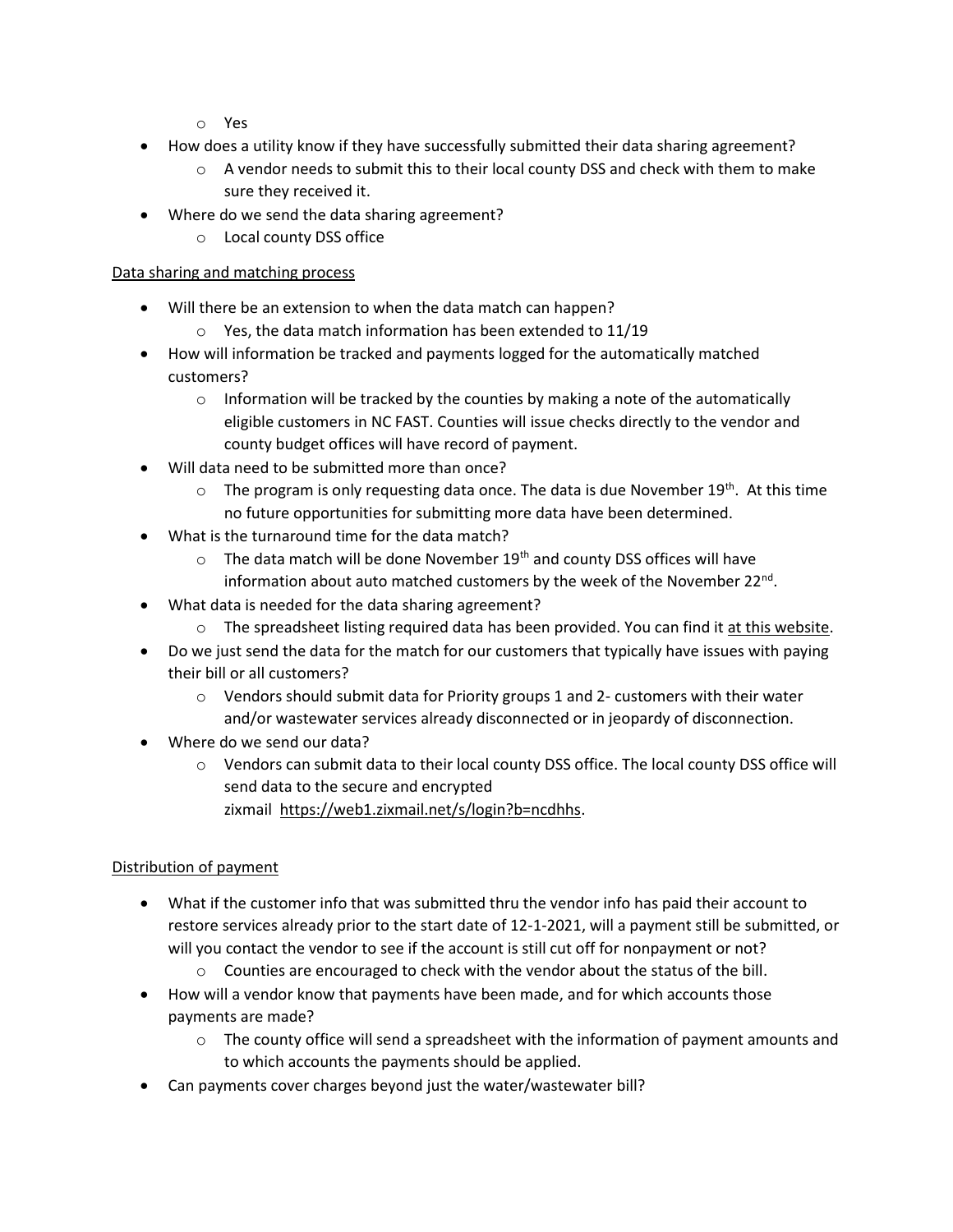- Yes
- How does a utility know if they have successfully submitted their data sharing agreement?
    - A vendor needs to submit this to their local county DSS and check with them to make sure they received it.
- Where do we send the data sharing agreement?
    - Local county DSS office

Data sharing and matching process

- Will there be an extension to when the data match can happen?
    - Yes, the data match information has been extended to 11/19
- How will information be tracked and payments logged for the automatically matched customers?
    - Information will be tracked by the counties by making a note of the automatically eligible customers in NC FAST. Counties will issue checks directly to the vendor and county budget offices will have record of payment.
- Will data need to be submitted more than once?
    - The program is only requesting data once. The data is due November 19th. At this time no future opportunities for submitting more data have been determined.
- What is the turnaround time for the data match?
    - The data match will be done November 19th and county DSS offices will have information about auto matched customers by the week of the November 22nd.
- What data is needed for the data sharing agreement?
    - The spreadsheet listing required data has been provided. You can find it at this website.
- Do we just send the data for the match for our customers that typically have issues with paying their bill or all customers?
    - Vendors should submit data for Priority groups 1 and 2- customers with their water and/or wastewater services already disconnected or in jeopardy of disconnection.
- Where do we send our data?
    - Vendors can submit data to their local county DSS office. The local county DSS office will send data to the secure and encrypted zixmail https://web1.zixmail.net/s/login?b=ncdhhs.

Distribution of payment

- What if the customer info that was submitted thru the vendor info has paid their account to restore services already prior to the start date of 12-1-2021, will a payment still be submitted, or will you contact the vendor to see if the account is still cut off for nonpayment or not?
    - Counties are encouraged to check with the vendor about the status of the bill.
- How will a vendor know that payments have been made, and for which accounts those payments are made?
    - The county office will send a spreadsheet with the information of payment amounts and to which accounts the payments should be applied.
- Can payments cover charges beyond just the water/wastewater bill?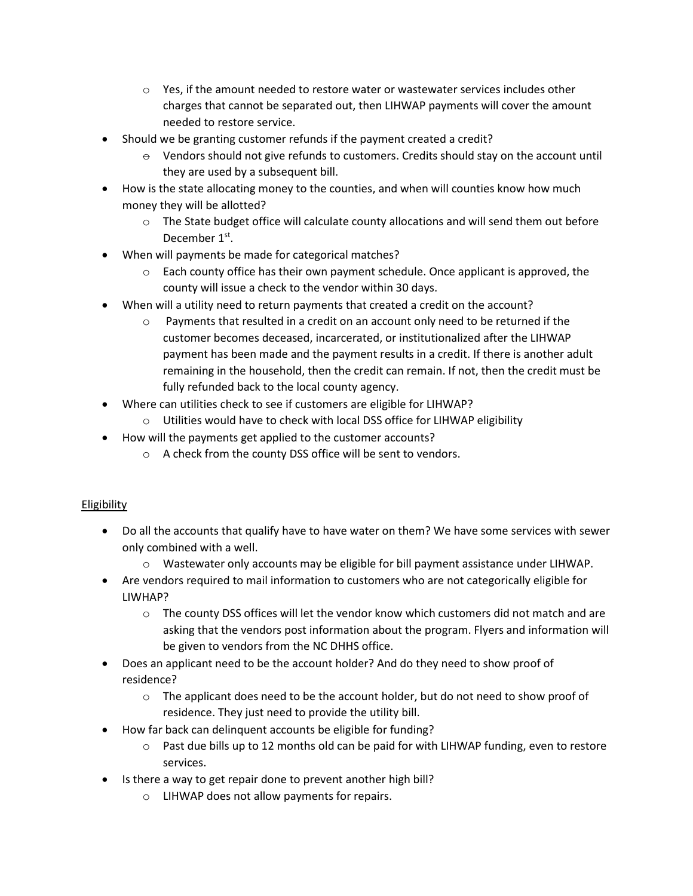- Yes, if the amount needed to restore water or wastewater services includes other charges that cannot be separated out, then LIHWAP payments will cover the amount needed to restore service.

- Should we be granting customer refunds if the payment created a credit?
  - Vendors should not give refunds to customers. Credits should stay on the account until they are used by a subsequent bill.
- How is the state allocating money to the counties, and when will counties know how much money they will be allotted?
  - The State budget office will calculate county allocations and will send them out before December 1st.
- When will payments be made for categorical matches?
  - Each county office has their own payment schedule. Once applicant is approved, the county will issue a check to the vendor within 30 days.
- When will a utility need to return payments that created a credit on the account?
  - Payments that resulted in a credit on an account only need to be returned if the customer becomes deceased, incarcerated, or institutionalized after the LIHWAP payment has been made and the payment results in a credit. If there is another adult remaining in the household, then the credit can remain. If not, then the credit must be fully refunded back to the local county agency.
- Where can utilities check to see if customers are eligible for LIHWAP?
  - Utilities would have to check with local DSS office for LIHWAP eligibility
- How will the payments get applied to the customer accounts?
  - A check from the county DSS office will be sent to vendors.

<u>Eligibility</u>

- Do all the accounts that qualify have to have water on them? We have some services with sewer only combined with a well.
  - Wastewater only accounts may be eligible for bill payment assistance under LIHWAP.
- Are vendors required to mail information to customers who are not categorically eligible for LIWHAP?
  - The county DSS offices will let the vendor know which customers did not match and are asking that the vendors post information about the program. Flyers and information will be given to vendors from the NC DHHS office.
- Does an applicant need to be the account holder? And do they need to show proof of residence?
  - The applicant does need to be the account holder, but do not need to show proof of residence. They just need to provide the utility bill.
- How far back can delinquent accounts be eligible for funding?
  - Past due bills up to 12 months old can be paid for with LIHWAP funding, even to restore services.
- Is there a way to get repair done to prevent another high bill?
  - LIHWAP does not allow payments for repairs.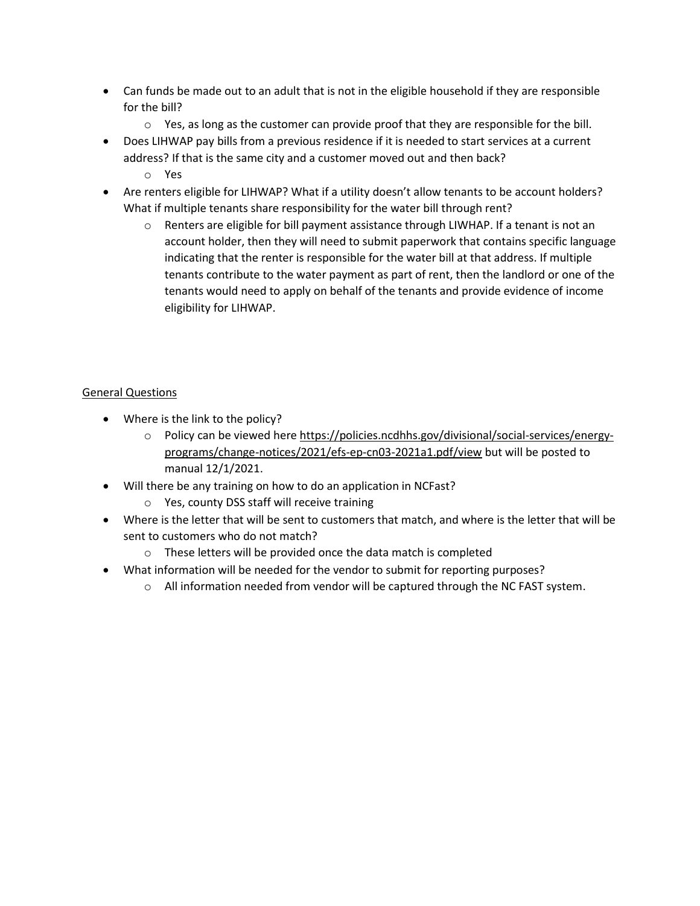- Can funds be made out to an adult that is not in the eligible household if they are responsible for the bill?
  - Yes, as long as the customer can provide proof that they are responsible for the bill.
- Does LIHWAP pay bills from a previous residence if it is needed to start services at a current address? If that is the same city and a customer moved out and then back?
  - Yes
- Are renters eligible for LIHWAP? What if a utility doesn't allow tenants to be account holders? What if multiple tenants share responsibility for the water bill through rent?
  - Renters are eligible for bill payment assistance through LIWHAP. If a tenant is not an account holder, then they will need to submit paperwork that contains specific language indicating that the renter is responsible for the water bill at that address. If multiple tenants contribute to the water payment as part of rent, then the landlord or one of the tenants would need to apply on behalf of the tenants and provide evidence of income eligibility for LIHWAP.

<u>General Questions</u>

- Where is the link to the policy?
  - Policy can be viewed here [https://policies.ncdhhs.gov/divisional/social-services/energy-programs/change-notices/2021/efs-ep-cn03-2021a1.pdf/view](https://policies.ncdhhs.gov/divisional/social-services/energy-programs/change-notices/2021/efs-ep-cn03-2021a1.pdf/view) but will be posted to manual 12/1/2021.
- Will there be any training on how to do an application in NCFast?
  - Yes, county DSS staff will receive training
- Where is the letter that will be sent to customers that match, and where is the letter that will be sent to customers who do not match?
  - These letters will be provided once the data match is completed
- What information will be needed for the vendor to submit for reporting purposes?
  - All information needed from vendor will be captured through the NC FAST system.